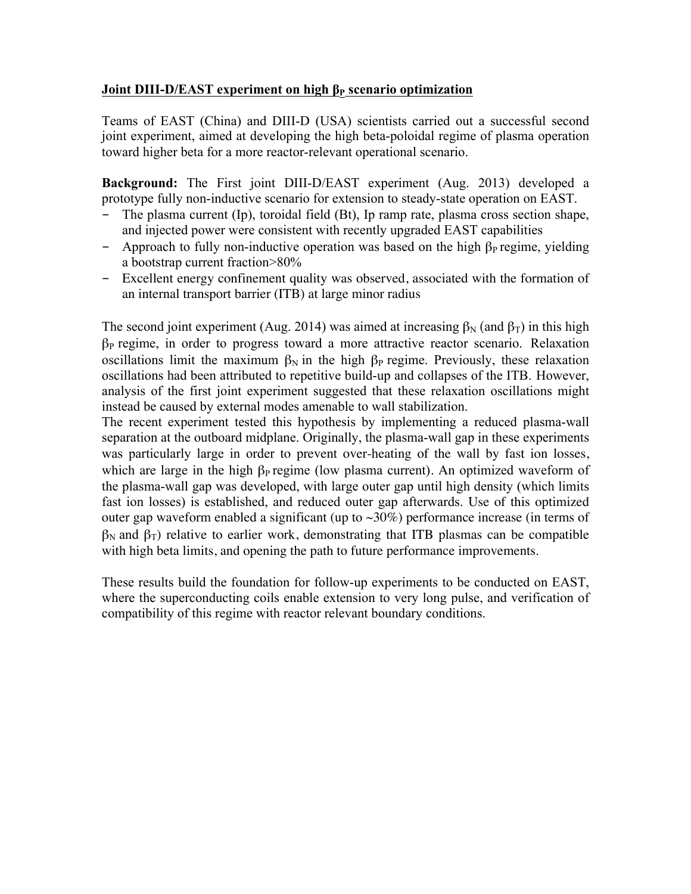## Joint DIII-D/EAST experiment on high $\beta_P$ scenario optimization

Teams of EAST (China) and DIII-D (USA) scientists carried out a successful second joint experiment, aimed at developing the high beta-poloidal regime of plasma operation toward higher beta for a more reactor-relevant operational scenario.

**Background:** The First joint DIII-D/EAST experiment (Aug. 2013) developed a prototype fully non-inductive scenario for extension to steady-state operation on EAST.

- The plasma current (Ip), toroidal field (Bt), Ip ramp rate, plasma cross section shape, and injected power were consistent with recently upgraded EAST capabilities
- Approach to fully non-inductive operation was based on the high $\beta_P$ regime, yielding a bootstrap current fraction>80%
- Excellent energy confinement quality was observed, associated with the formation of an internal transport barrier (ITB) at large minor radius

The second joint experiment (Aug. 2014) was aimed at increasing $\beta_N$ (and $\beta_T$) in this high $\beta_P$ regime, in order to progress toward a more attractive reactor scenario. Relaxation oscillations limit the maximum $\beta_N$ in the high $\beta_P$ regime. Previously, these relaxation oscillations had been attributed to repetitive build-up and collapses of the ITB. However, analysis of the first joint experiment suggested that these relaxation oscillations might instead be caused by external modes amenable to wall stabilization.

The recent experiment tested this hypothesis by implementing a reduced plasma-wall separation at the outboard midplane. Originally, the plasma-wall gap in these experiments was particularly large in order to prevent over-heating of the wall by fast ion losses, which are large in the high $\beta_P$ regime (low plasma current). An optimized waveform of the plasma-wall gap was developed, with large outer gap until high density (which limits fast ion losses) is established, and reduced outer gap afterwards. Use of this optimized outer gap waveform enabled a significant (up to ~30%) performance increase (in terms of $\beta_N$ and $\beta_T$) relative to earlier work, demonstrating that ITB plasmas can be compatible with high beta limits, and opening the path to future performance improvements.

These results build the foundation for follow-up experiments to be conducted on EAST, where the superconducting coils enable extension to very long pulse, and verification of compatibility of this regime with reactor relevant boundary conditions.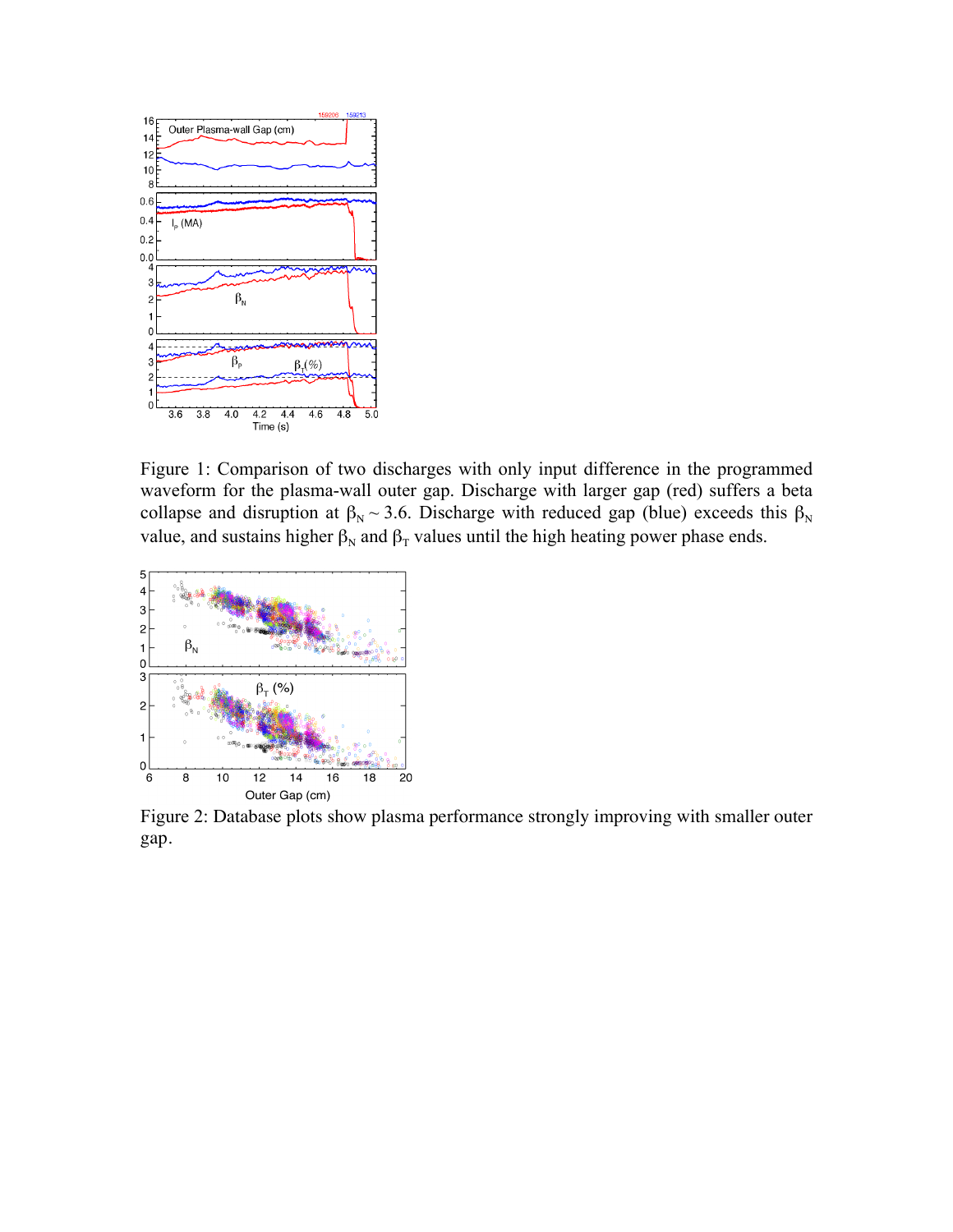Outer Plasma-wall Gap (cm)

159206 159213

16
14
12
10
8

0.6
0.4
0.2
0.0

$I_p$ (MA)

4
3
2
1
0

$\beta_N$

4
3
2
1
0

$\beta_P$

$\beta_t$(%)

3.6 3.8 4.0 4.2 4.4 4.6 4.8 5.0

Time (s)

Figure 1: Comparison of two discharges with only input difference in the programmed waveform for the plasma-wall outer gap. Discharge with larger gap (red) suffers a beta collapse and disruption at $\beta_N \sim 3.6$. Discharge with reduced gap (blue) exceeds this $\beta_N$ value, and sustains higher $\beta_N$ and $\beta_T$ values until the high heating power phase ends.

5
4
3
2
1
0

$\beta_N$

3
2
1
0

$\beta_T$ (%)

6 8 10 12 14 16 18 20

Outer Gap (cm)

Figure 2: Database plots show plasma performance strongly improving with smaller outer gap.